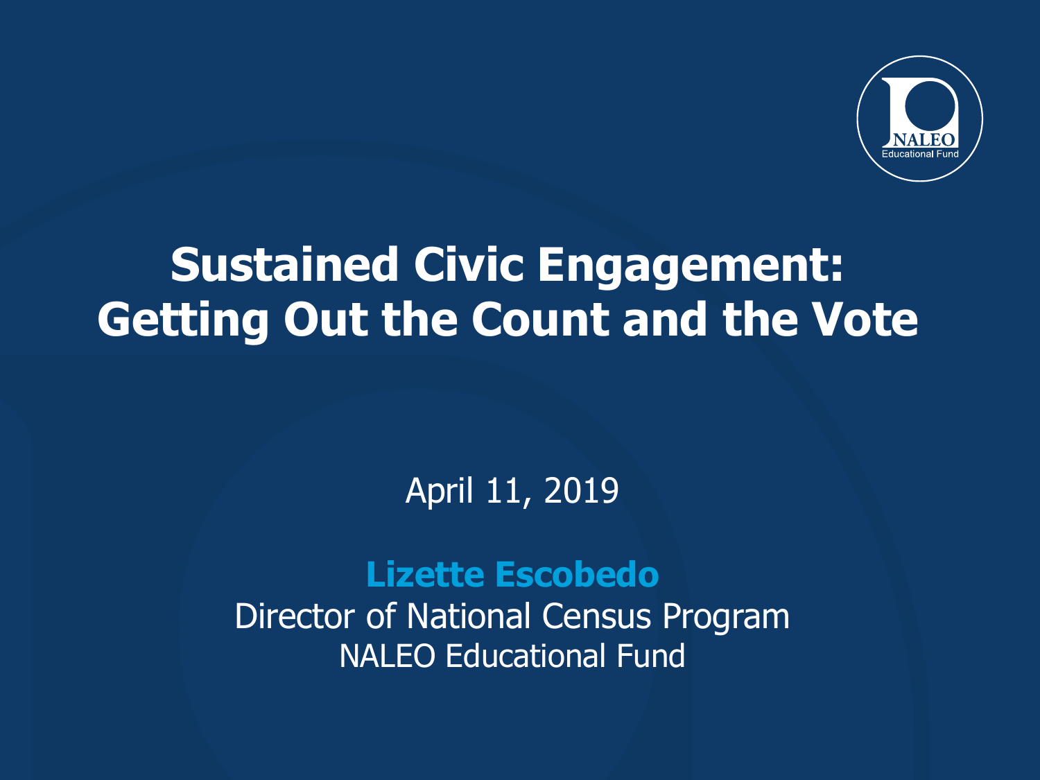# Sustained Civic Engagement: Getting Out the Count and the Vote

April 11, 2019

**Lizette Escobedo**

Director of National Census Program

NALEO Educational Fund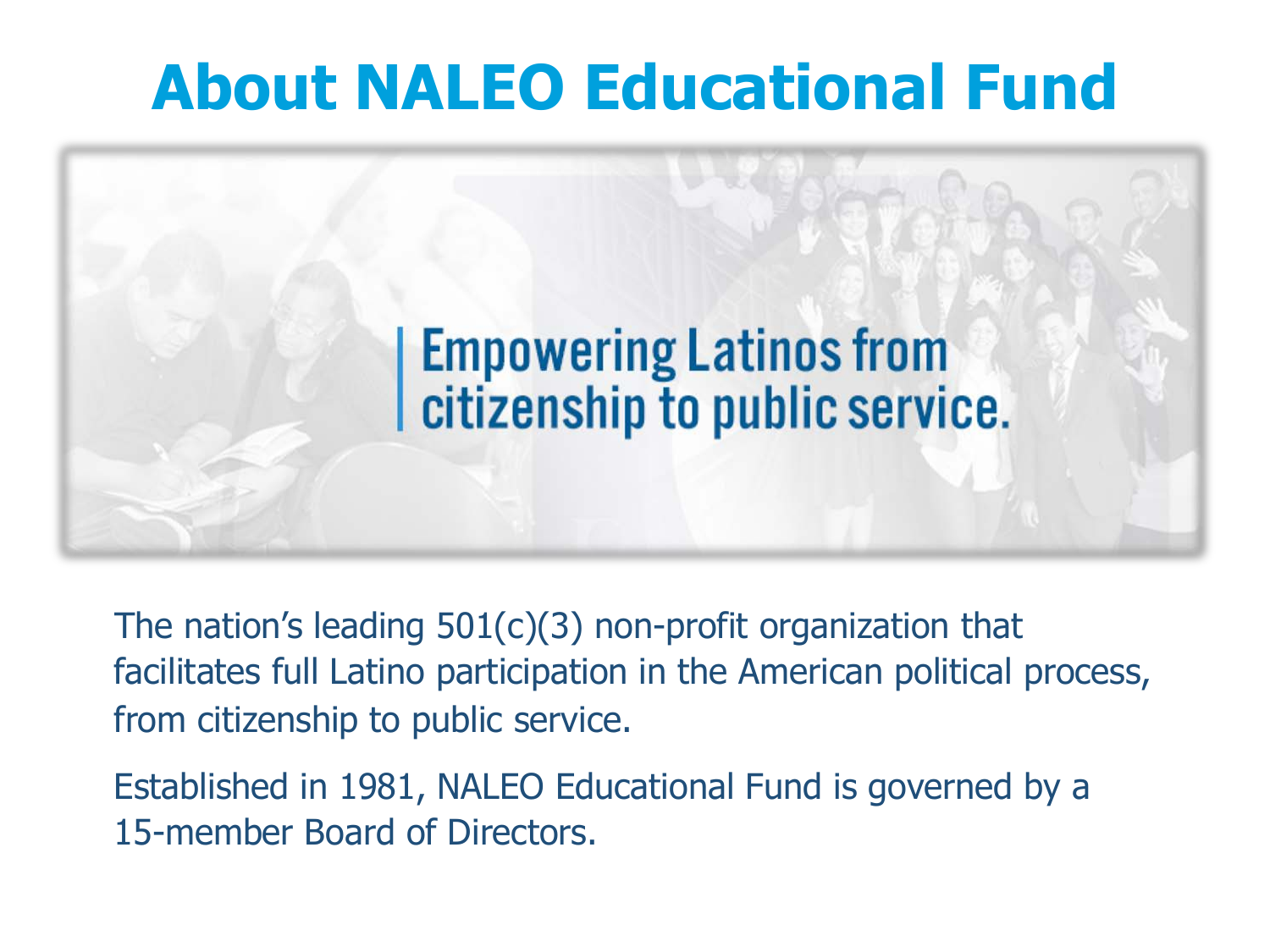# About NALEO Educational Fund

Empowering Latinos from citizenship to public service.

The nation's leading 501(c)(3) non-profit organization that facilitates full Latino participation in the American political process, from citizenship to public service.

Established in 1981, NALEO Educational Fund is governed by a 15-member Board of Directors.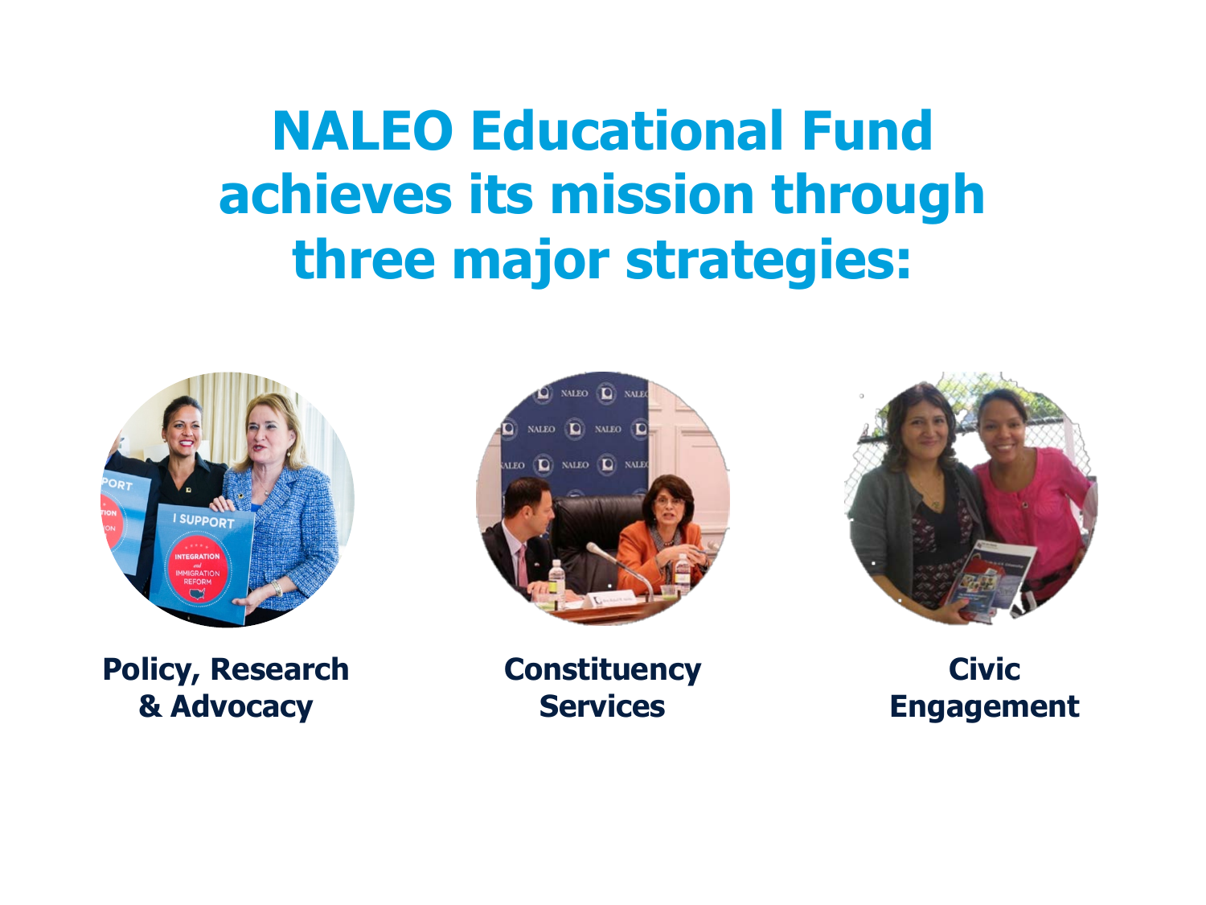# NALEO Educational Fund achieves its mission through three major strategies:

**Policy, Research & Advocacy**

**Constituency Services**

**Civic Engagement**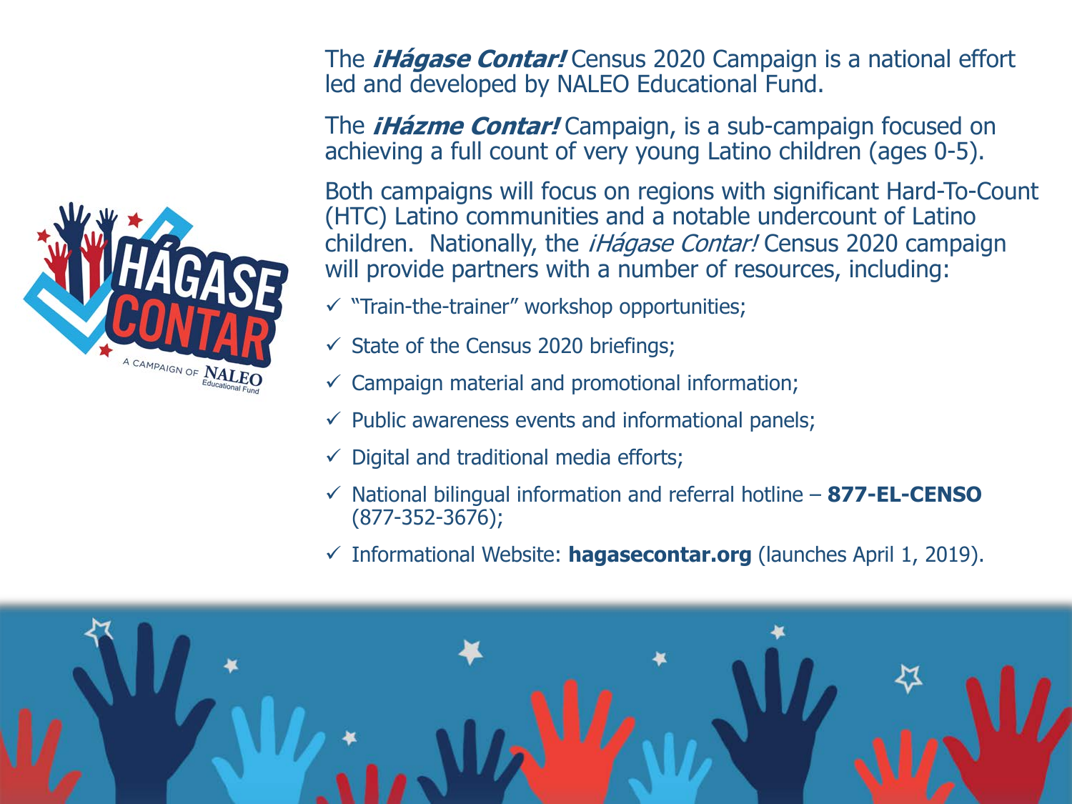The ***¡Hágase Contar!*** Census 2020 Campaign is a national effort led and developed by NALEO Educational Fund.

The ***¡Házme Contar!*** Campaign, is a sub-campaign focused on achieving a full count of very young Latino children (ages 0-5).

Both campaigns will focus on regions with significant Hard-To-Count (HTC) Latino communities and a notable undercount of Latino children. Nationally, the *¡Hágase Contar!* Census 2020 campaign will provide partners with a number of resources, including:

- ✓ "Train-the-trainer" workshop opportunities;
- ✓ State of the Census 2020 briefings;
- ✓ Campaign material and promotional information;
- ✓ Public awareness events and informational panels;
- ✓ Digital and traditional media efforts;
- ✓ National bilingual information and referral hotline – **877-EL-CENSO** (877-352-3676);
- ✓ Informational Website: **hagasecontar.org** (launches April 1, 2019).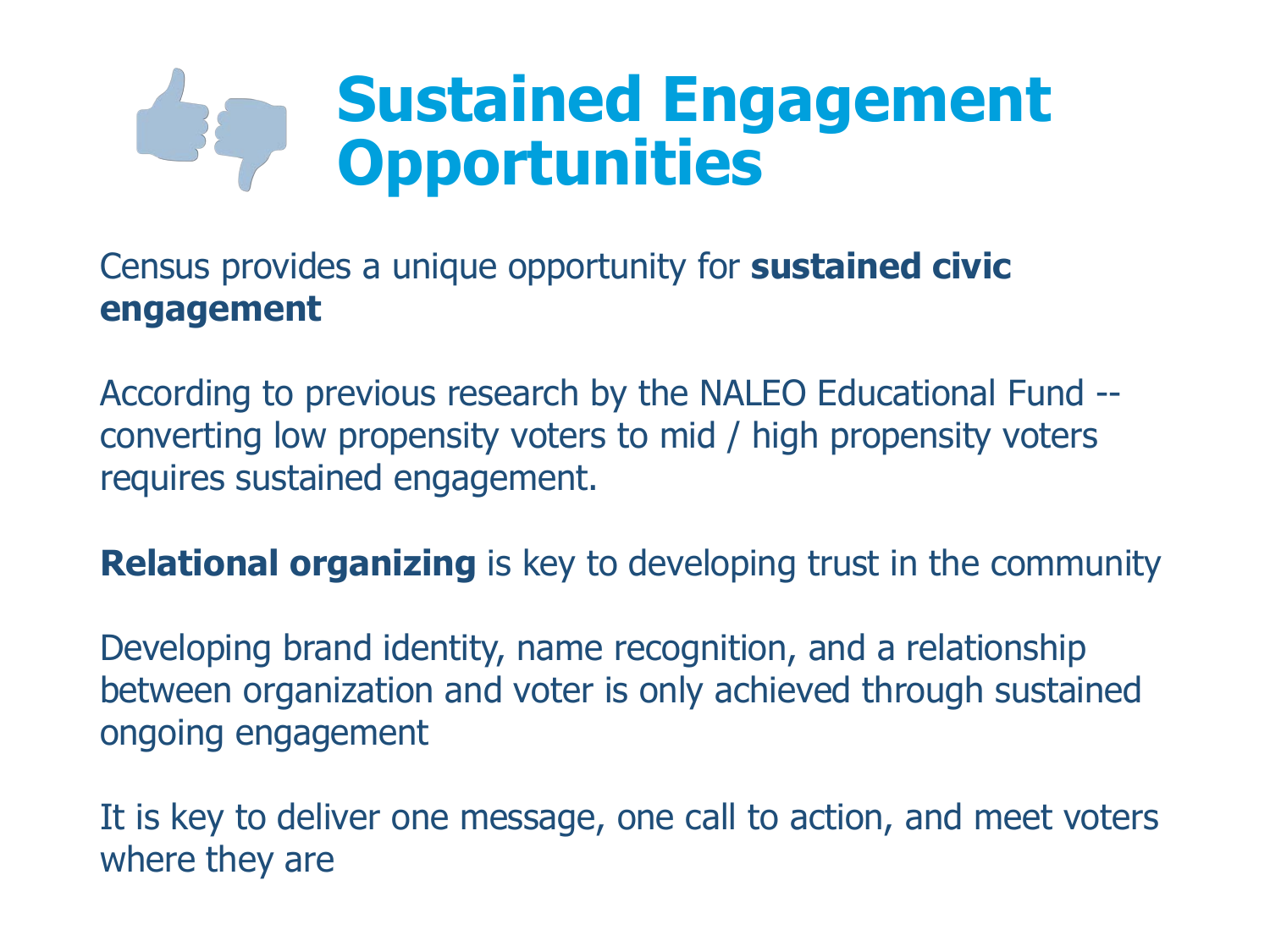# Sustained Engagement Opportunities

Census provides a unique opportunity for **sustained civic engagement**

According to previous research by the NALEO Educational Fund -- converting low propensity voters to mid / high propensity voters requires sustained engagement.

**Relational organizing** is key to developing trust in the community

Developing brand identity, name recognition, and a relationship between organization and voter is only achieved through sustained ongoing engagement

It is key to deliver one message, one call to action, and meet voters where they are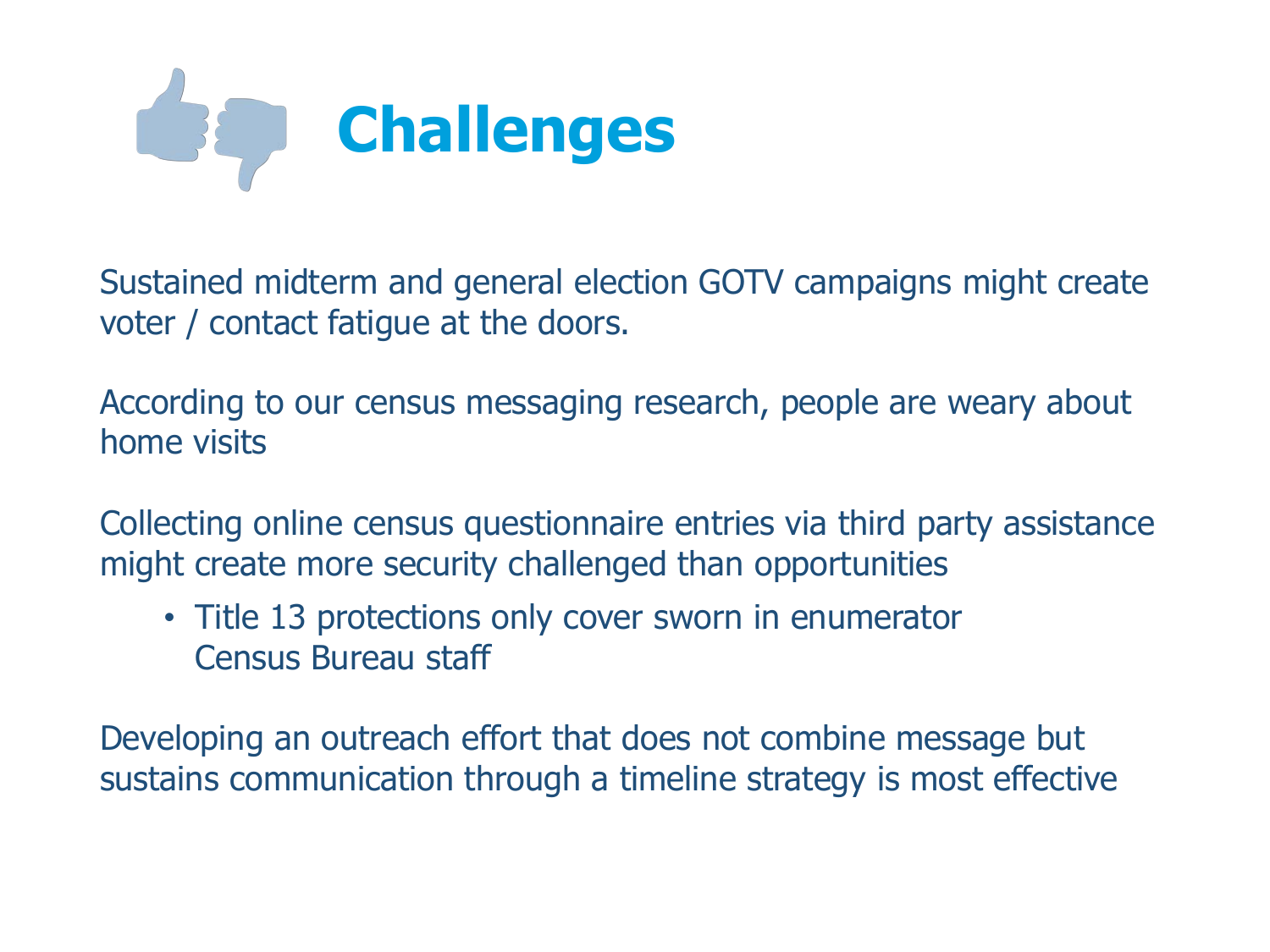# Challenges

Sustained midterm and general election GOTV campaigns might create voter / contact fatigue at the doors.

According to our census messaging research, people are weary about home visits

Collecting online census questionnaire entries via third party assistance might create more security challenged than opportunities

- Title 13 protections only cover sworn in enumerator Census Bureau staff

Developing an outreach effort that does not combine message but sustains communication through a timeline strategy is most effective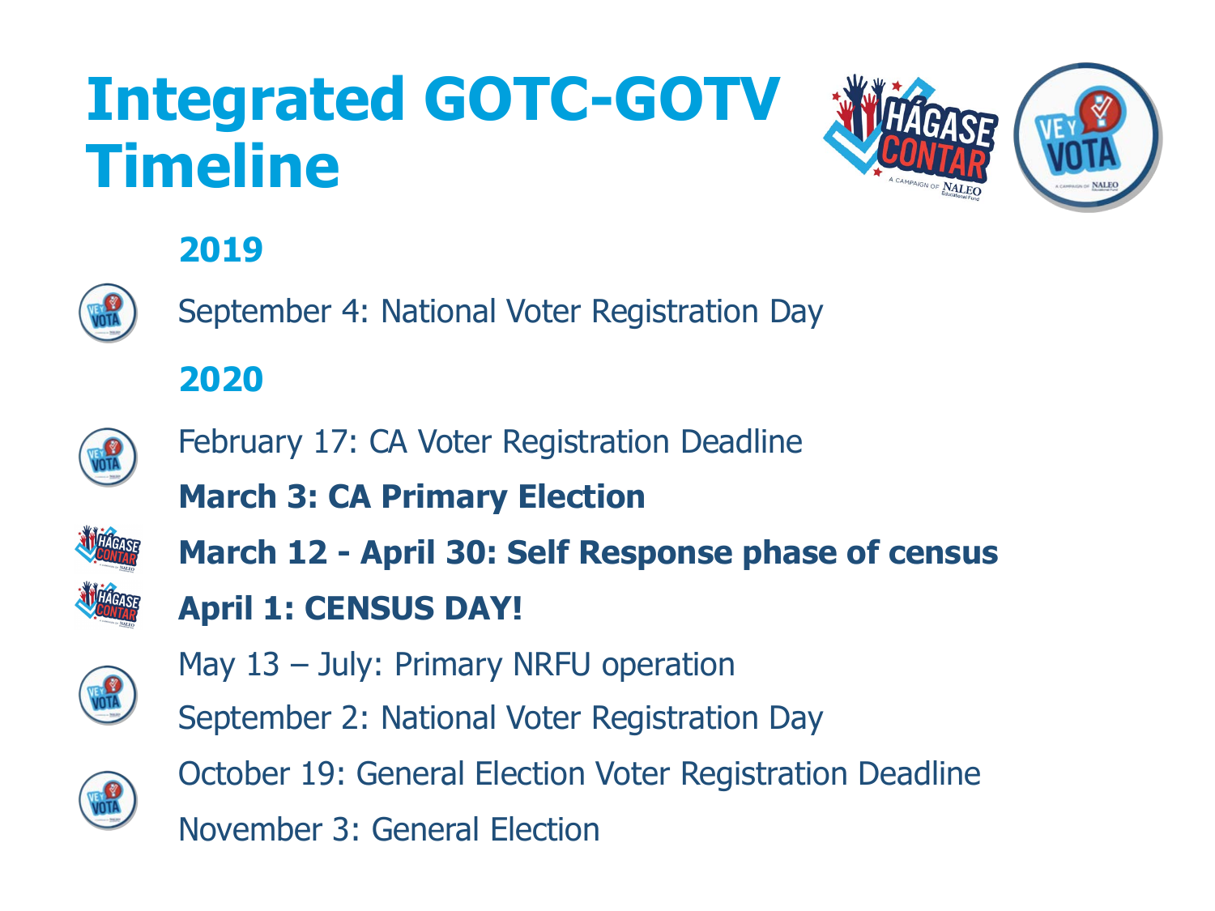# Integrated GOTC-GOTV Timeline

## 2019

September 4: National Voter Registration Day

## 2020

February 17: CA Voter Registration Deadline

**March 3: CA Primary Election**

**March 12 - April 30: Self Response phase of census**

**April 1: CENSUS DAY!**

May 13 – July: Primary NRFU operation

September 2: National Voter Registration Day

October 19: General Election Voter Registration Deadline

November 3: General Election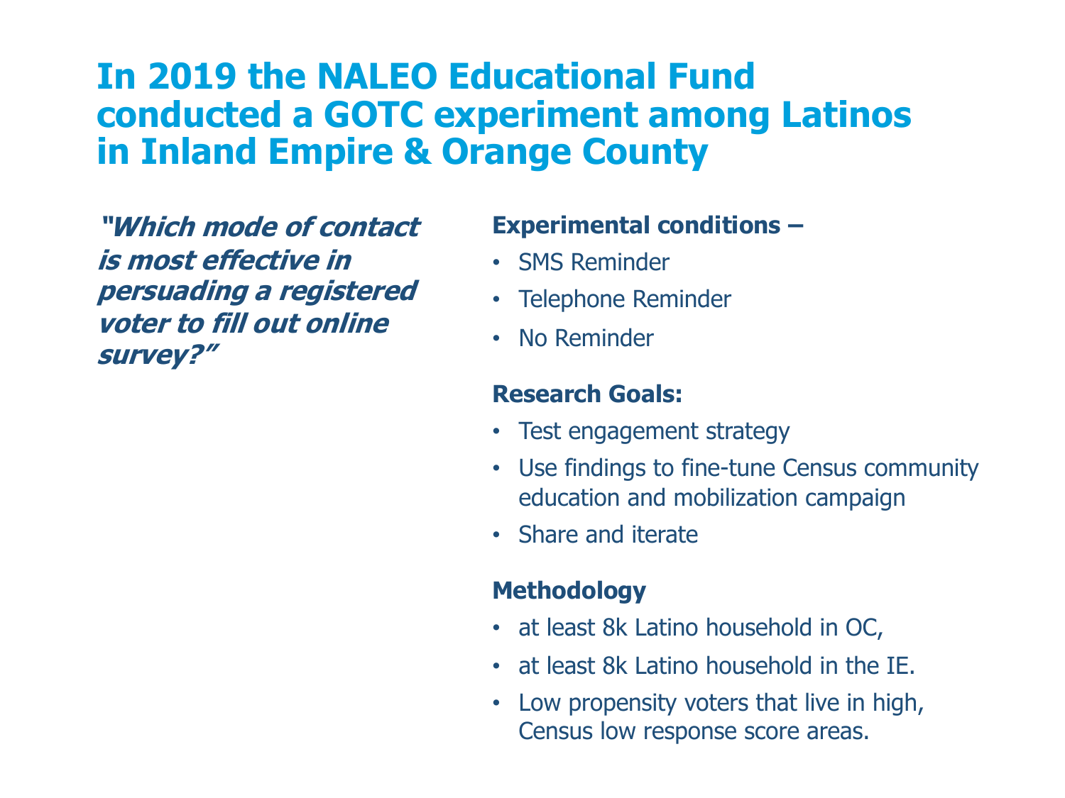# In 2019 the NALEO Educational Fund conducted a GOTC experiment among Latinos in Inland Empire & Orange County

***"Which mode of contact is most effective in persuading a registered voter to fill out online survey?"***

**Experimental conditions –**

- SMS Reminder
- Telephone Reminder
- No Reminder

**Research Goals:**

- Test engagement strategy
- Use findings to fine-tune Census community education and mobilization campaign
- Share and iterate

**Methodology**

- at least 8k Latino household in OC,
- at least 8k Latino household in the IE.
- Low propensity voters that live in high, Census low response score areas.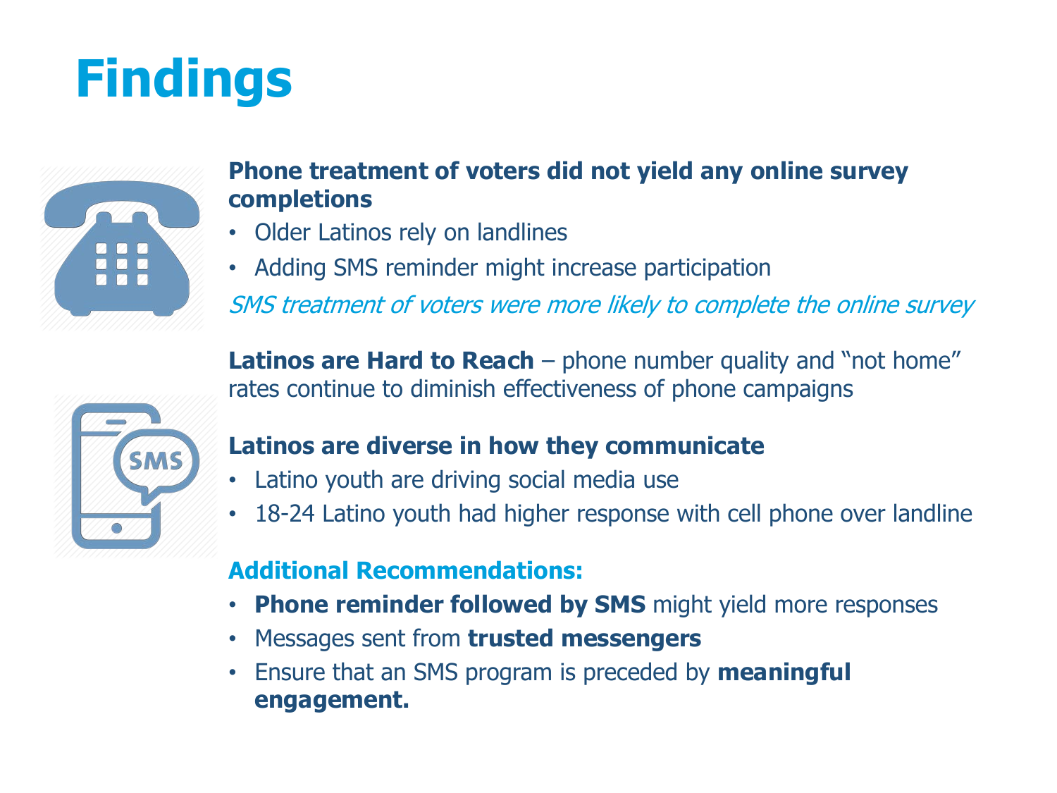# Findings

**Phone treatment of voters did not yield any online survey completions**

- Older Latinos rely on landlines
- Adding SMS reminder might increase participation

*SMS treatment of voters were more likely to complete the online survey*

**Latinos are Hard to Reach** – phone number quality and "not home" rates continue to diminish effectiveness of phone campaigns

**Latinos are diverse in how they communicate**

- Latino youth are driving social media use
- 18-24 Latino youth had higher response with cell phone over landline

**Additional Recommendations:**

- **Phone reminder followed by SMS** might yield more responses
- Messages sent from **trusted messengers**
- Ensure that an SMS program is preceded by **meaningful engagement.**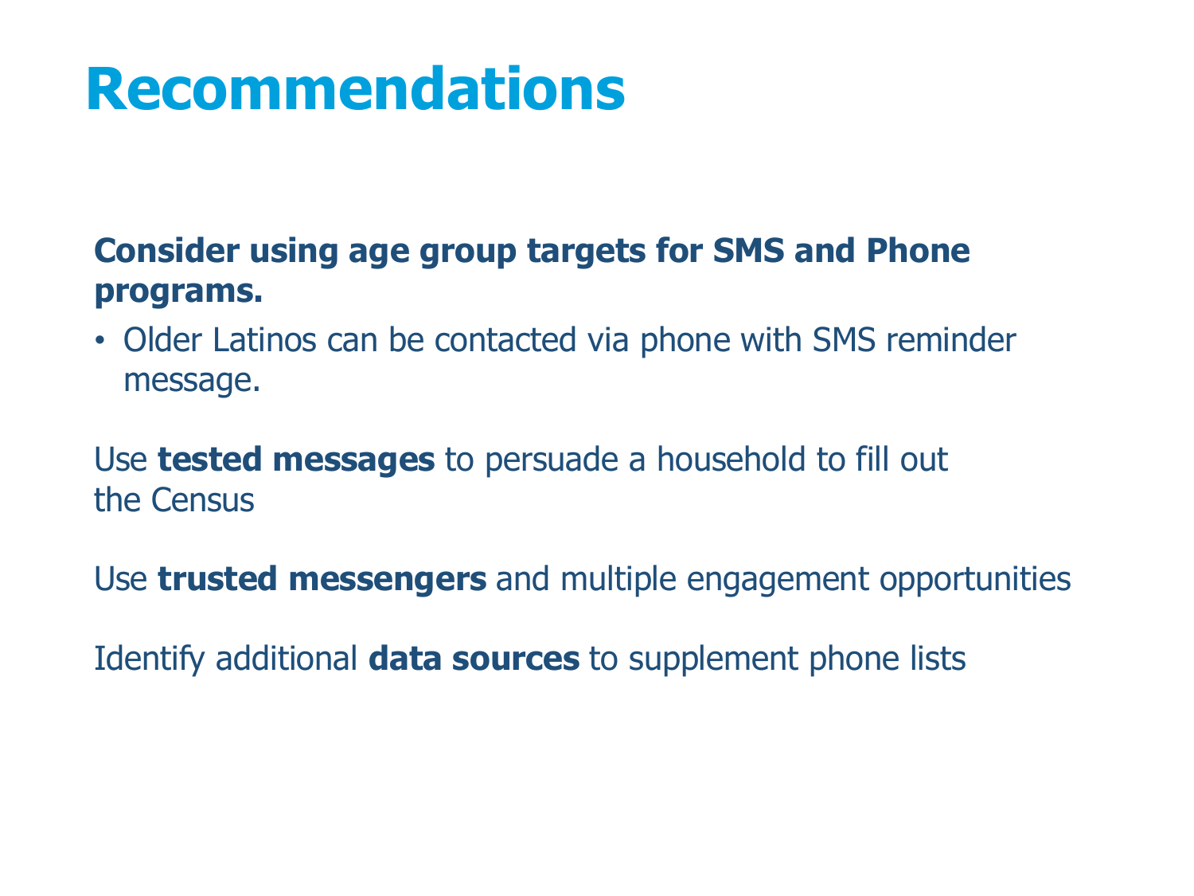# Recommendations

**Consider using age group targets for SMS and Phone programs.**

- Older Latinos can be contacted via phone with SMS reminder message.

Use **tested messages** to persuade a household to fill out the Census

Use **trusted messengers** and multiple engagement opportunities

Identify additional **data sources** to supplement phone lists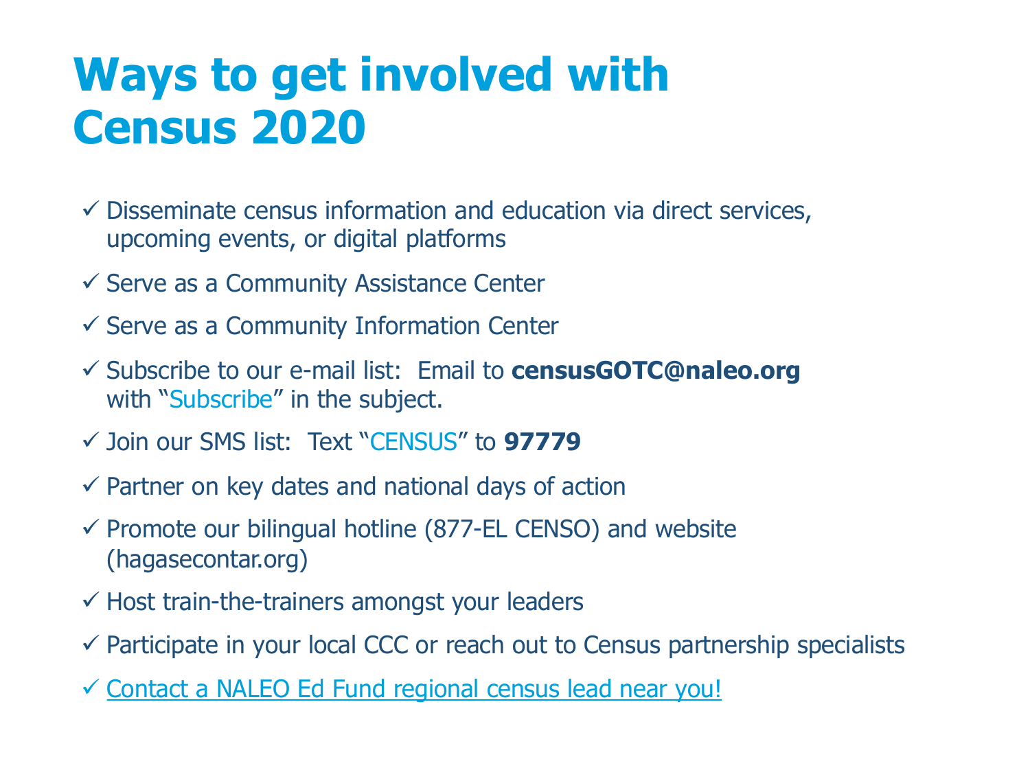# Ways to get involved with Census 2020

- ✓ Disseminate census information and education via direct services, upcoming events, or digital platforms
- ✓ Serve as a Community Assistance Center
- ✓ Serve as a Community Information Center
- ✓ Subscribe to our e-mail list: Email to **censusGOTC@naleo.org** with "Subscribe" in the subject.
- ✓ Join our SMS list: Text "CENSUS" to **97779**
- ✓ Partner on key dates and national days of action
- ✓ Promote our bilingual hotline (877-EL CENSO) and website (hagasecontar.org)
- ✓ Host train-the-trainers amongst your leaders
- ✓ Participate in your local CCC or reach out to Census partnership specialists
- ✓ Contact a NALEO Ed Fund regional census lead near you!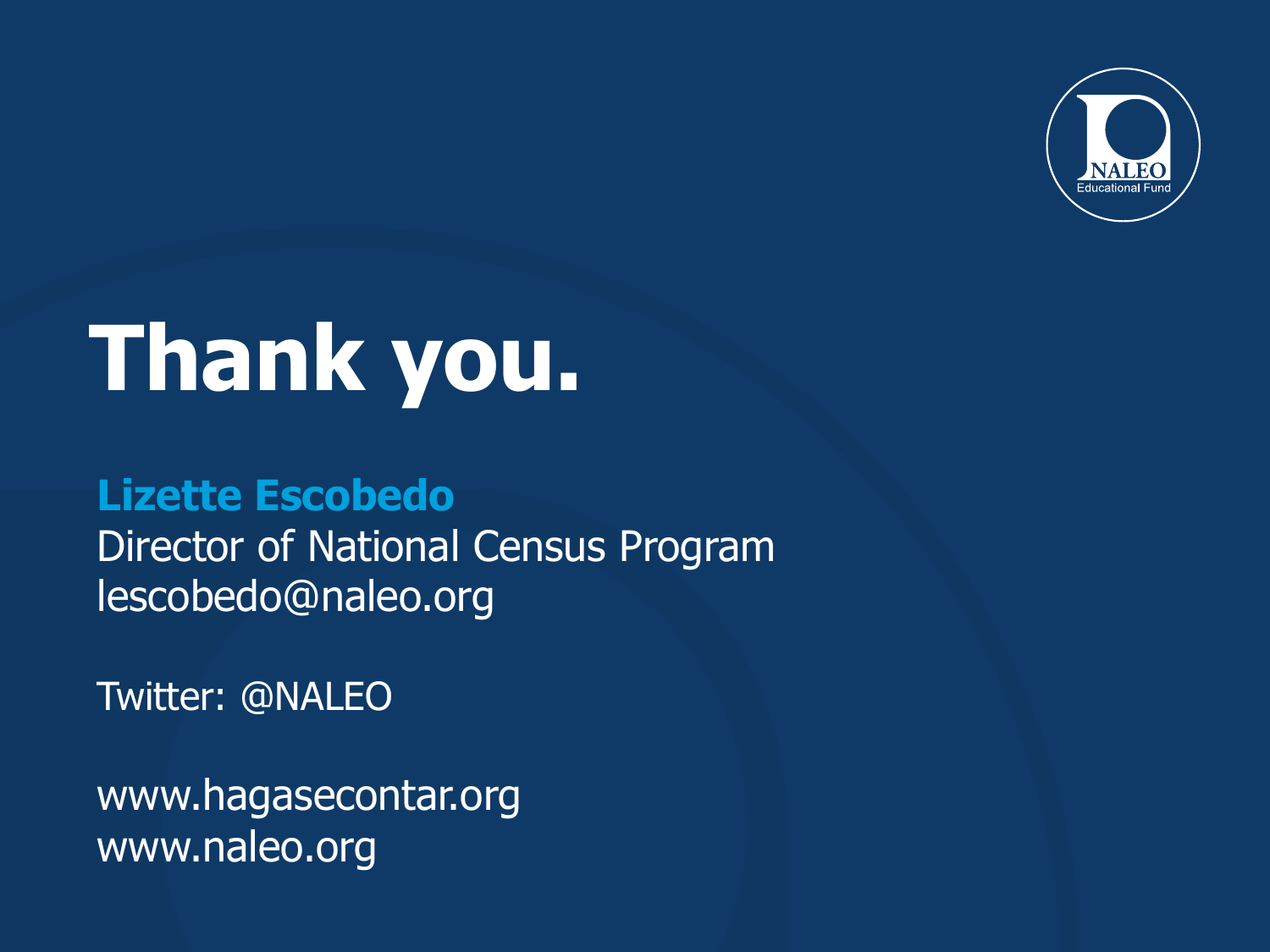# Thank you.

**Lizette Escobedo**
Director of National Census Program
lescobedo@naleo.org

Twitter: @NALEO

www.hagasecontar.org
www.naleo.org